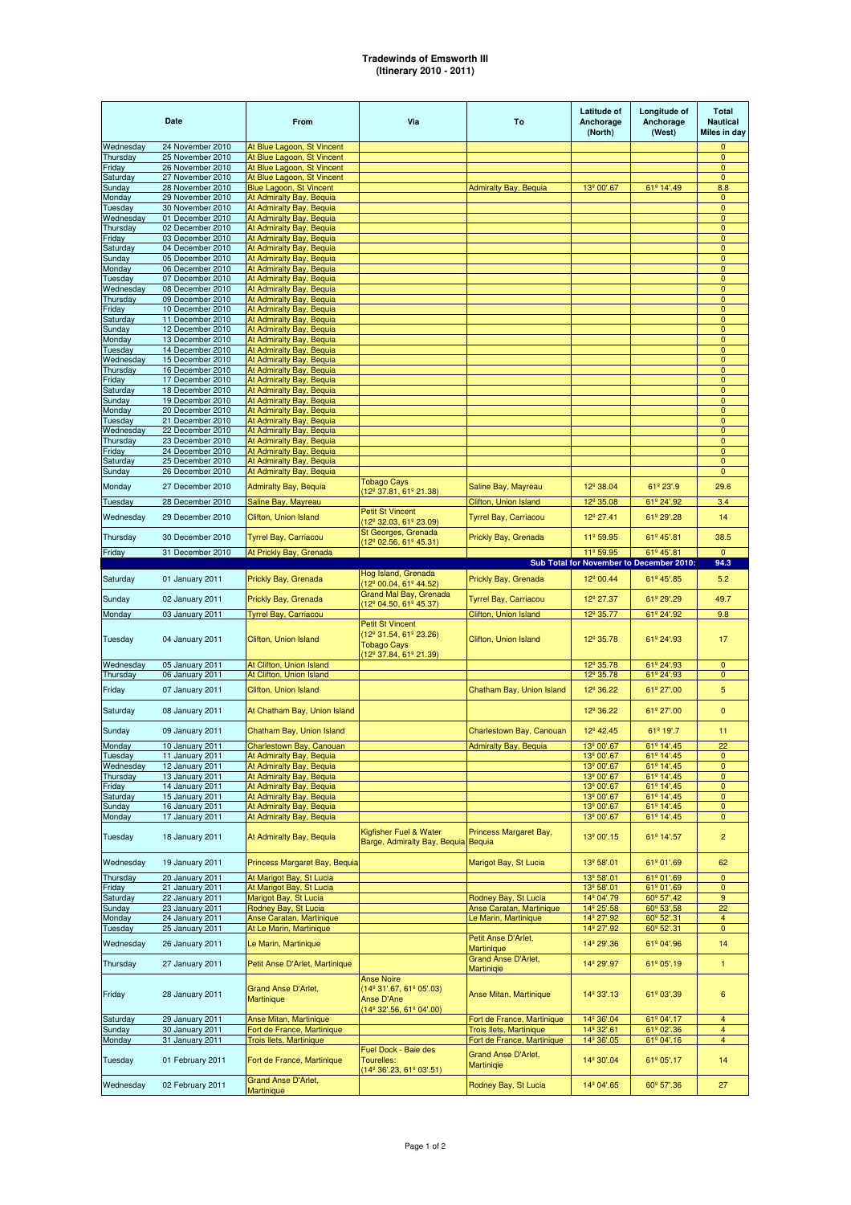# Tradewinds of Emsworth III
## (Itinerary 2010 - 2011)

| Date | | From | Via | To | Latitude of Anchorage (North) | Longitude of Anchorage (West) | Total Nautical Miles in day |
|---|---|---|---|---|---|---|---|
| Wednesday | 24 November 2010 | At Blue Lagoon, St Vincent | | | | | 0 |
| Thursday | 25 November 2010 | At Blue Lagoon, St Vincent | | | | | 0 |
| Friday | 26 November 2010 | At Blue Lagoon, St Vincent | | | | | 0 |
| Saturday | 27 November 2010 | At Blue Lagoon, St Vincent | | | | | 0 |
| Sunday | 28 November 2010 | Blue Lagoon, St Vincent | | Admiralty Bay, Bequia | 13º 00'.67 | 61º 14'.49 | 8.8 |
| Monday | 29 November 2010 | At Admiralty Bay, Bequia | | | | | 0 |
| Tuesday | 30 November 2010 | At Admiralty Bay, Bequia | | | | | 0 |
| Wednesday | 01 December 2010 | At Admiralty Bay, Bequia | | | | | 0 |
| Thursday | 02 December 2010 | At Admiralty Bay, Bequia | | | | | 0 |
| Friday | 03 December 2010 | At Admiralty Bay, Bequia | | | | | 0 |
| Saturday | 04 December 2010 | At Admiralty Bay, Bequia | | | | | 0 |
| Sunday | 05 December 2010 | At Admiralty Bay, Bequia | | | | | 0 |
| Monday | 06 December 2010 | At Admiralty Bay, Bequia | | | | | 0 |
| Tuesday | 07 December 2010 | At Admiralty Bay, Bequia | | | | | 0 |
| Wednesday | 08 December 2010 | At Admiralty Bay, Bequia | | | | | 0 |
| Thursday | 09 December 2010 | At Admiralty Bay, Bequia | | | | | 0 |
| Friday | 10 December 2010 | At Admiralty Bay, Bequia | | | | | 0 |
| Saturday | 11 December 2010 | At Admiralty Bay, Bequia | | | | | 0 |
| Sunday | 12 December 2010 | At Admiralty Bay, Bequia | | | | | 0 |
| Monday | 13 December 2010 | At Admiralty Bay, Bequia | | | | | 0 |
| Tuesday | 14 December 2010 | At Admiralty Bay, Bequia | | | | | 0 |
| Wednesday | 15 December 2010 | At Admiralty Bay, Bequia | | | | | 0 |
| Thursday | 16 December 2010 | At Admiralty Bay, Bequia | | | | | 0 |
| Friday | 17 December 2010 | At Admiralty Bay, Bequia | | | | | 0 |
| Saturday | 18 December 2010 | At Admiralty Bay, Bequia | | | | | 0 |
| Sunday | 19 December 2010 | At Admiralty Bay, Bequia | | | | | 0 |
| Monday | 20 December 2010 | At Admiralty Bay, Bequia | | | | | 0 |
| Tuesday | 21 December 2010 | At Admiralty Bay, Bequia | | | | | 0 |
| Wednesday | 22 December 2010 | At Admiralty Bay, Bequia | | | | | 0 |
| Thursday | 23 December 2010 | At Admiralty Bay, Bequia | | | | | 0 |
| Friday | 24 December 2010 | At Admiralty Bay, Bequia | | | | | 0 |
| Saturday | 25 December 2010 | At Admiralty Bay, Bequia | | | | | 0 |
| Sunday | 26 December 2010 | At Admiralty Bay, Bequia | | | | | 0 |
| Monday | 27 December 2010 | Admiralty Bay, Bequia | Tobago Cays (12º 37.81, 61º 21.38) | Saline Bay, Mayreau | 12º 38.04 | 61º 23'.9 | 29.6 |
| Tuesday | 28 December 2010 | Saline Bay, Mayreau | | Clifton, Union Island | 12º 35.08 | 61º 24'.92 | 3.4 |
| Wednesday | 29 December 2010 | Clifton, Union Island | Petit St Vincent (12º 32.03, 61º 23.09) | Tyrrel Bay, Carriacou | 12º 27.41 | 61º 29'.28 | 14 |
| Thursday | 30 December 2010 | Tyrrel Bay, Carriacou | St Georges, Grenada (12º 02.56, 61º 45.31) | Prickly Bay, Grenada | 11º 59.95 | 61º 45'.81 | 38.5 |
| Friday | 31 December 2010 | At Prickly Bay, Grenada | | | 11º 59.95 | 61º 45'.81 | 0 |
| | | | | Sub Total for November to December 2010: | | | 94.3 |
| Saturday | 01 January 2011 | Prickly Bay, Grenada | Hog Island, Grenada (12º 00.04, 61º 44.52) | Prickly Bay, Grenada | 12º 00.44 | 61º 45'.85 | 5.2 |
| Sunday | 02 January 2011 | Prickly Bay, Grenada | Grand Mal Bay, Grenada (12º 04.50, 61º 45.37) | Tyrrel Bay, Carriacou | 12º 27.37 | 61º 29'.29 | 49.7 |
| Monday | 03 January 2011 | Tyrrel Bay, Carriacou | | Clifton, Union Island | 12º 35.77 | 61º 24'.92 | 9.8 |
| Tuesday | 04 January 2011 | Clifton, Union Island | Petit St Vincent (12º 31.54, 61º 23.26) Tobago Cays (12º 37.84, 61º 21.39) | Clifton, Union Island | 12º 35.78 | 61º 24'.93 | 17 |
| Wednesday | 05 January 2011 | At Clifton, Union Island | | | 12º 35.78 | 61º 24'.93 | 0 |
| Thursday | 06 January 2011 | At Clifton, Union Island | | | 12º 35.78 | 61º 24'.93 | 0 |
| Friday | 07 January 2011 | Clifton, Union Island | | Chatham Bay, Union Island | 12º 36.22 | 61º 27'.00 | 5 |
| Saturday | 08 January 2011 | At Chatham Bay, Union Island | | | 12º 36.22 | 61º 27'.00 | 0 |
| Sunday | 09 January 2011 | Chatham Bay, Union Island | | Charlestown Bay, Canouan | 12º 42.45 | 61º 19'.7 | 11 |
| Monday | 10 January 2011 | Charlestown Bay, Canouan | | Admiralty Bay, Bequia | 13º 00'.67 | 61º 14'.45 | 22 |
| Tuesday | 11 January 2011 | At Admiralty Bay, Bequia | | | 13º 00'.67 | 61º 14'.45 | 0 |
| Wednesday | 12 January 2011 | At Admiralty Bay, Bequia | | | 13º 00'.67 | 61º 14'.45 | 0 |
| Thursday | 13 January 2011 | At Admiralty Bay, Bequia | | | 13º 00'.67 | 61º 14'.45 | 0 |
| Friday | 14 January 2011 | At Admiralty Bay, Bequia | | | 13º 00'.67 | 61º 14'.45 | 0 |
| Saturday | 15 January 2011 | At Admiralty Bay, Bequia | | | 13º 00'.67 | 61º 14'.45 | 0 |
| Sunday | 16 January 2011 | At Admiralty Bay, Bequia | | | 13º 00'.67 | 61º 14'.45 | 0 |
| Monday | 17 January 2011 | At Admiralty Bay, Bequia | | | 13º 00'.67 | 61º 14'.45 | 0 |
| Tuesday | 18 January 2011 | At Admiralty Bay, Bequia | Kigfisher Fuel & Water Barge, Admiralty Bay, Bequia | Princess Margaret Bay, Bequia | 13º 00'.15 | 61º 14'.57 | 2 |
| Wednesday | 19 January 2011 | Princess Margaret Bay, Bequia | | Marigot Bay, St Lucia | 13º 58'.01 | 61º 01'.69 | 62 |
| Thursday | 20 January 2011 | At Marigot Bay, St Lucia | | | 13º 58'.01 | 61º 01'.69 | 0 |
| Friday | 21 January 2011 | At Marigot Bay, St Lucia | | | 13º 58'.01 | 61º 01'.69 | 0 |
| Saturday | 22 January 2011 | Marigot Bay, St Lucia | | Rodney Bay, St Lucia | 14º 04'.79 | 60º 57'.42 | 9 |
| Sunday | 23 January 2011 | Rodney Bay, St Lucia | | Anse Caratan, Martinique | 14º 25'.58 | 60º 53'.58 | 22 |
| Monday | 24 January 2011 | Anse Caratan, Martinique | | Le Marin, Martinique | 14º 27'.92 | 60º 52'.31 | 4 |
| Tuesday | 25 January 2011 | At Le Marin, Martinique | | | 14º 27'.92 | 60º 52'.31 | 0 |
| Wednesday | 26 January 2011 | Le Marin, Martinique | | Petit Anse D'Arlet, Martinique | 14º 29'.36 | 61º 04'.96 | 14 |
| Thursday | 27 January 2011 | Petit Anse D'Arlet, Martinique | | Grand Anse D'Arlet, Martiniqie | 14º 29'.97 | 61º 05'.19 | 1 |
| Friday | 28 January 2011 | Grand Anse D'Arlet, Martinique | Anse Noire (14º 31'.67, 61º 05'.03) Anse D'Ane (14º 32'.56, 61º 04'.00) | Anse Mitan, Martinique | 14º 33'.13 | 61º 03'.39 | 6 |
| Saturday | 29 January 2011 | Anse Mitan, Martinique | | Fort de France, Martinique | 14º 36'.04 | 61º 04'.17 | 4 |
| Sunday | 30 January 2011 | Fort de France, Martinique | | Trois Ilets, Martinique | 14º 32'.61 | 61º 02'.36 | 4 |
| Monday | 31 January 2011 | Trois Ilets, Martinique | | Fort de France, Martinique | 14º 36'.05 | 61º 04'.16 | 4 |
| Tuesday | 01 February 2011 | Fort de France, Martinique | Fuel Dock - Baie des Tourelles: (14º 36'.23, 61º 03'.51) | Grand Anse D'Arlet, Martiniqie | 14º 30'.04 | 61º 05'.17 | 14 |
| Wednesday | 02 February 2011 | Grand Anse D'Arlet, Martinique | | Rodney Bay, St Lucia | 14º 04'.65 | 60º 57'.36 | 27 |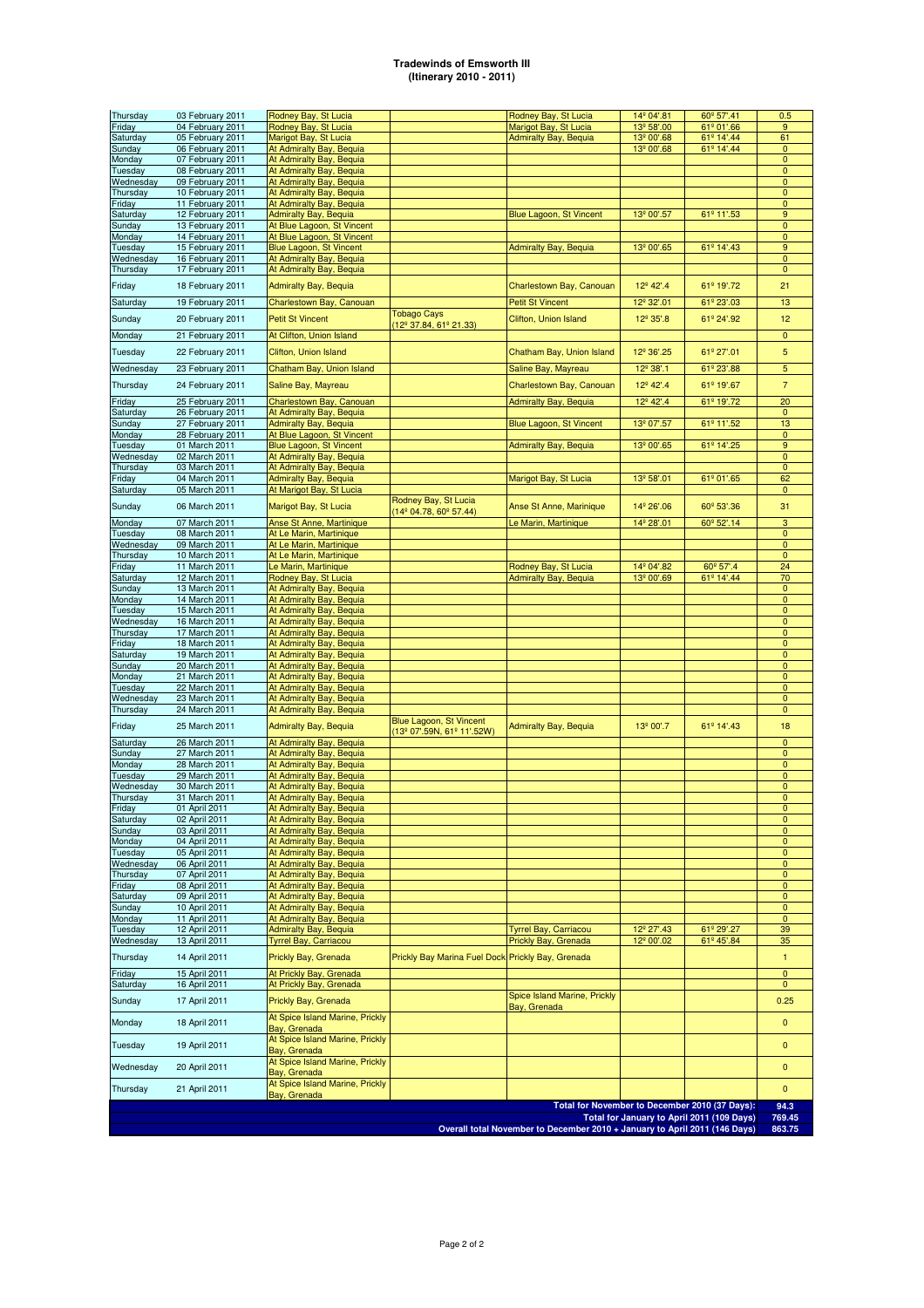# Tradewinds of Emsworth III
## (Itinerary 2010 - 2011)

| | | | | | | | |
|---|---|---|---|---|---|---|---|
| Thursday | 03 February 2011 | Rodney Bay, St Lucia | | Rodney Bay, St Lucia | 14º 04'.81 | 60º 57'.41 | 0.5 |
| Friday | 04 February 2011 | Rodney Bay, St Lucia | | Marigot Bay, St Lucia | 13º 58'.00 | 61º 01'.66 | 9 |
| Saturday | 05 February 2011 | Marigot Bay, St Lucia | | Admiralty Bay, Bequia | 13º 00'.68 | 61º 14'.44 | 61 |
| Sunday | 06 February 2011 | At Admiralty Bay, Bequia | | | 13º 00'.68 | 61º 14'.44 | 0 |
| Monday | 07 February 2011 | At Admiralty Bay, Bequia | | | | | 0 |
| Tuesday | 08 February 2011 | At Admiralty Bay, Bequia | | | | | 0 |
| Wednesday | 09 February 2011 | At Admiralty Bay, Bequia | | | | | 0 |
| Thursday | 10 February 2011 | At Admiralty Bay, Bequia | | | | | 0 |
| Friday | 11 February 2011 | At Admiralty Bay, Bequia | | | | | 0 |
| Saturday | 12 February 2011 | Admiralty Bay, Bequia | | Blue Lagoon, St Vincent | 13º 00'.57 | 61º 11'.53 | 9 |
| Sunday | 13 February 2011 | At Blue Lagoon, St Vincent | | | | | 0 |
| Monday | 14 February 2011 | At Blue Lagoon, St Vincent | | | | | 0 |
| Tuesday | 15 February 2011 | Blue Lagoon, St Vincent | | Admiralty Bay, Bequia | 13º 00'.65 | 61º 14'.43 | 9 |
| Wednesday | 16 February 2011 | At Admiralty Bay, Bequia | | | | | 0 |
| Thursday | 17 February 2011 | At Admiralty Bay, Bequia | | | | | 0 |
| Friday | 18 February 2011 | Admiralty Bay, Bequia | | Charlestown Bay, Canouan | 12º 42'.4 | 61º 19'.72 | 21 |
| Saturday | 19 February 2011 | Charlestown Bay, Canouan | | Petit St Vincent | 12º 32'.01 | 61º 23'.03 | 13 |
| Sunday | 20 February 2011 | Petit St Vincent | Tobago Cays (12º 37.84, 61º 21.33) | Clifton, Union Island | 12º 35'.8 | 61º 24'.92 | 12 |
| Monday | 21 February 2011 | At Clifton, Union Island | | | | | 0 |
| Tuesday | 22 February 2011 | Clifton, Union Island | | Chatham Bay, Union Island | 12º 36'.25 | 61º 27'.01 | 5 |
| Wednesday | 23 February 2011 | Chatham Bay, Union Island | | Saline Bay, Mayreau | 12º 38'.1 | 61º 23'.88 | 5 |
| Thursday | 24 February 2011 | Saline Bay, Mayreau | | Charlestown Bay, Canouan | 12º 42'.4 | 61º 19'.67 | 7 |
| Friday | 25 February 2011 | Charlestown Bay, Canouan | | Admiralty Bay, Bequia | 12º 42'.4 | 61º 19'.72 | 20 |
| Saturday | 26 February 2011 | At Admiralty Bay, Bequia | | | | | 0 |
| Sunday | 27 February 2011 | Admiralty Bay, Bequia | | Blue Lagoon, St Vincent | 13º 07'.57 | 61º 11'.52 | 13 |
| Monday | 28 February 2011 | At Blue Lagoon, St Vincent | | | | | 0 |
| Tuesday | 01 March 2011 | Blue Lagoon, St Vincent | | Admiralty Bay, Bequia | 13º 00'.65 | 61º 14'.25 | 9 |
| Wednesday | 02 March 2011 | At Admiralty Bay, Bequia | | | | | 0 |
| Thursday | 03 March 2011 | At Admiralty Bay, Bequia | | | | | 0 |
| Friday | 04 March 2011 | Admiralty Bay, Bequia | | Marigot Bay, St Lucia | 13º 58'.01 | 61º 01'.65 | 62 |
| Saturday | 05 March 2011 | At Marigot Bay, St Lucia | | | | | 0 |
| Sunday | 06 March 2011 | Marigot Bay, St Lucia | Rodney Bay, St Lucia (14º 04.78, 60º 57.44) | Anse St Anne, Marinique | 14º 26'.06 | 60º 53'.36 | 31 |
| Monday | 07 March 2011 | Anse St Anne, Martinique | | Le Marin, Martinique | 14º 28'.01 | 60º 52'.14 | 3 |
| Tuesday | 08 March 2011 | At Le Marin, Martinique | | | | | 0 |
| Wednesday | 09 March 2011 | At Le Marin, Martinique | | | | | 0 |
| Thursday | 10 March 2011 | At Le Marin, Martinique | | | | | 0 |
| Friday | 11 March 2011 | Le Marin, Martinique | | Rodney Bay, St Lucia | 14º 04'.82 | 60º 57'.4 | 24 |
| Saturday | 12 March 2011 | Rodney Bay, St Lucia | | Admiralty Bay, Bequia | 13º 00'.69 | 61º 14'.44 | 70 |
| Sunday | 13 March 2011 | At Admiralty Bay, Bequia | | | | | 0 |
| Monday | 14 March 2011 | At Admiralty Bay, Bequia | | | | | 0 |
| Tuesday | 15 March 2011 | At Admiralty Bay, Bequia | | | | | 0 |
| Wednesday | 16 March 2011 | At Admiralty Bay, Bequia | | | | | 0 |
| Thursday | 17 March 2011 | At Admiralty Bay, Bequia | | | | | 0 |
| Friday | 18 March 2011 | At Admiralty Bay, Bequia | | | | | 0 |
| Saturday | 19 March 2011 | At Admiralty Bay, Bequia | | | | | 0 |
| Sunday | 20 March 2011 | At Admiralty Bay, Bequia | | | | | 0 |
| Monday | 21 March 2011 | At Admiralty Bay, Bequia | | | | | 0 |
| Tuesday | 22 March 2011 | At Admiralty Bay, Bequia | | | | | 0 |
| Wednesday | 23 March 2011 | At Admiralty Bay, Bequia | | | | | 0 |
| Thursday | 24 March 2011 | At Admiralty Bay, Bequia | | | | | 0 |
| Friday | 25 March 2011 | Admiralty Bay, Bequia | Blue Lagoon, St Vincent (13º 07'.59N, 61º 11'.52W) | Admiralty Bay, Bequia | 13º 00'.7 | 61º 14'.43 | 18 |
| Saturday | 26 March 2011 | At Admiralty Bay, Bequia | | | | | 0 |
| Sunday | 27 March 2011 | At Admiralty Bay, Bequia | | | | | 0 |
| Monday | 28 March 2011 | At Admiralty Bay, Bequia | | | | | 0 |
| Tuesday | 29 March 2011 | At Admiralty Bay, Bequia | | | | | 0 |
| Wednesday | 30 March 2011 | At Admiralty Bay, Bequia | | | | | 0 |
| Thursday | 31 March 2011 | At Admiralty Bay, Bequia | | | | | 0 |
| Friday | 01 April 2011 | At Admiralty Bay, Bequia | | | | | 0 |
| Saturday | 02 April 2011 | At Admiralty Bay, Bequia | | | | | 0 |
| Sunday | 03 April 2011 | At Admiralty Bay, Bequia | | | | | 0 |
| Monday | 04 April 2011 | At Admiralty Bay, Bequia | | | | | 0 |
| Tuesday | 05 April 2011 | At Admiralty Bay, Bequia | | | | | 0 |
| Wednesday | 06 April 2011 | At Admiralty Bay, Bequia | | | | | 0 |
| Thursday | 07 April 2011 | At Admiralty Bay, Bequia | | | | | 0 |
| Friday | 08 April 2011 | At Admiralty Bay, Bequia | | | | | 0 |
| Saturday | 09 April 2011 | At Admiralty Bay, Bequia | | | | | 0 |
| Sunday | 10 April 2011 | At Admiralty Bay, Bequia | | | | | 0 |
| Monday | 11 April 2011 | At Admiralty Bay, Bequia | | | | | 0 |
| Tuesday | 12 April 2011 | Admiralty Bay, Bequia | | Tyrrel Bay, Carriacou | 12º 27'.43 | 61º 29'.27 | 39 |
| Wednesday | 13 April 2011 | Tyrrel Bay, Carriacou | | Prickly Bay, Grenada | 12º 00'.02 | 61º 45'.84 | 35 |
| Thursday | 14 April 2011 | Prickly Bay, Grenada | Prickly Bay Marina Fuel Dock | Prickly Bay, Grenada | | | 1 |
| Friday | 15 April 2011 | At Prickly Bay, Grenada | | | | | 0 |
| Saturday | 16 April 2011 | At Prickly Bay, Grenada | | | | | 0 |
| Sunday | 17 April 2011 | Prickly Bay, Grenada | | Spice Island Marine, Prickly Bay, Grenada | | | 0.25 |
| Monday | 18 April 2011 | At Spice Island Marine, Prickly Bay, Grenada | | | | | 0 |
| Tuesday | 19 April 2011 | At Spice Island Marine, Prickly Bay, Grenada | | | | | 0 |
| Wednesday | 20 April 2011 | At Spice Island Marine, Prickly Bay, Grenada | | | | | 0 |
| Thursday | 21 April 2011 | At Spice Island Marine, Prickly Bay, Grenada | | | | | 0 |
| | | | | | | **Total for November to December 2010 (37 Days):** | **94.3** |
| | | | | | | **Total for January to April 2011 (109 Days)** | **769.45** |
| | | | | | | **Overall total November to December 2010 + January to April 2011 (146 Days)** | **863.75** |